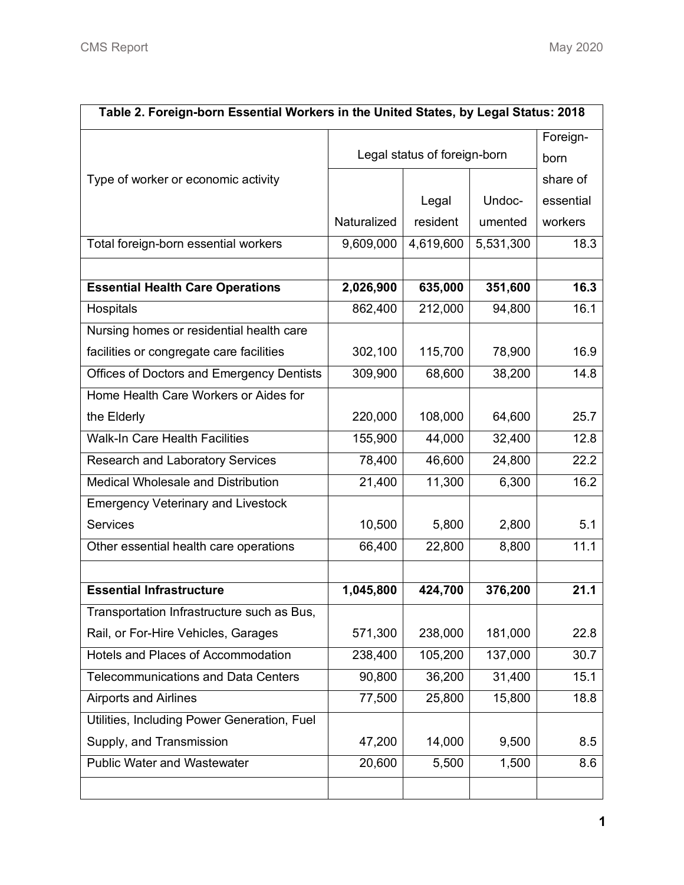**Table 2. Foreign-born Essential Workers in the United States, by Legal Status: 2018**

| Type of worker or economic activity | Legal status of foreign-born | | | Foreign-born share of essential workers |
|---|---|---|---|---|
| | Naturalized | Legal resident | Undocumented | |
| Total foreign-born essential workers | 9,609,000 | 4,619,600 | 5,531,300 | 18.3 |
| | | | | |
| **Essential Health Care Operations** | **2,026,900** | **635,000** | **351,600** | **16.3** |
| Hospitals | 862,400 | 212,000 | 94,800 | 16.1 |
| Nursing homes or residential health care facilities or congregate care facilities | 302,100 | 115,700 | 78,900 | 16.9 |
| Offices of Doctors and Emergency Dentists | 309,900 | 68,600 | 38,200 | 14.8 |
| Home Health Care Workers or Aides for the Elderly | 220,000 | 108,000 | 64,600 | 25.7 |
| Walk-In Care Health Facilities | 155,900 | 44,000 | 32,400 | 12.8 |
| Research and Laboratory Services | 78,400 | 46,600 | 24,800 | 22.2 |
| Medical Wholesale and Distribution | 21,400 | 11,300 | 6,300 | 16.2 |
| Emergency Veterinary and Livestock Services | 10,500 | 5,800 | 2,800 | 5.1 |
| Other essential health care operations | 66,400 | 22,800 | 8,800 | 11.1 |
| | | | | |
| **Essential Infrastructure** | **1,045,800** | **424,700** | **376,200** | **21.1** |
| Transportation Infrastructure such as Bus, Rail, or For-Hire Vehicles, Garages | 571,300 | 238,000 | 181,000 | 22.8 |
| Hotels and Places of Accommodation | 238,400 | 105,200 | 137,000 | 30.7 |
| Telecommunications and Data Centers | 90,800 | 36,200 | 31,400 | 15.1 |
| Airports and Airlines | 77,500 | 25,800 | 15,800 | 18.8 |
| Utilities, Including Power Generation, Fuel Supply, and Transmission | 47,200 | 14,000 | 9,500 | 8.5 |
| Public Water and Wastewater | 20,600 | 5,500 | 1,500 | 8.6 |
| | | | | |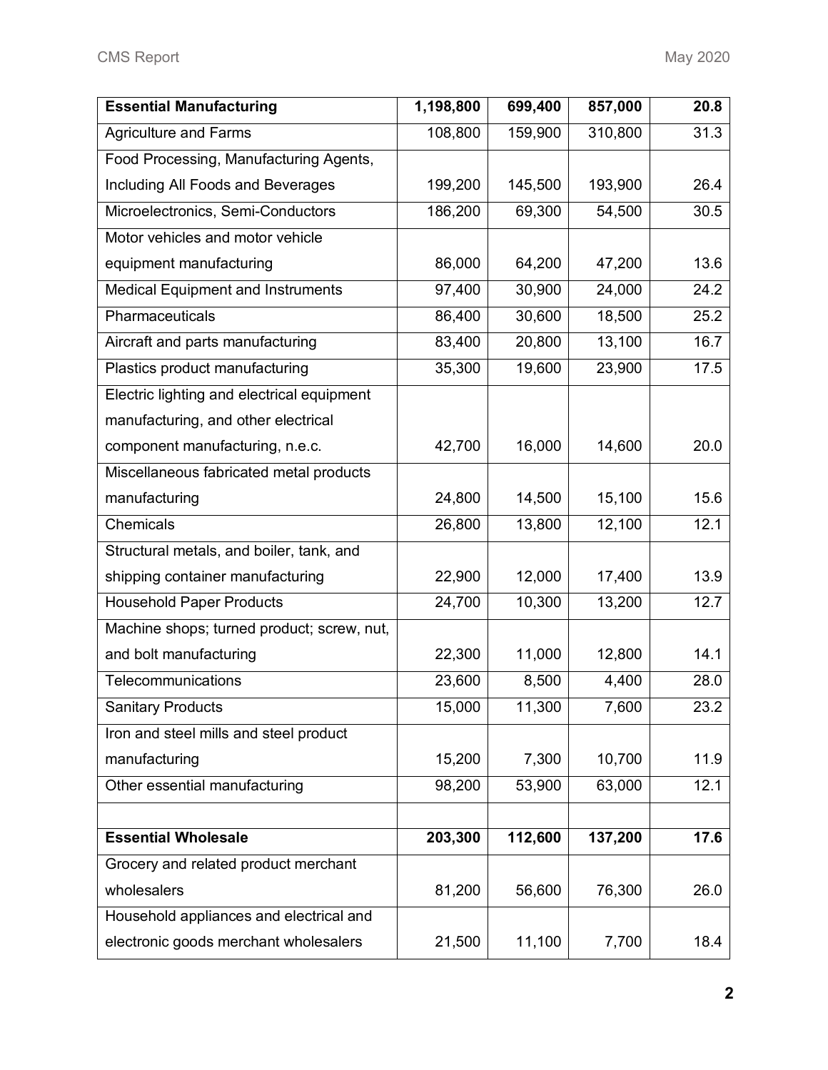| **Essential Manufacturing** | **1,198,800** | **699,400** | **857,000** | **20.8** |
|---|---|---|---|---|
| Agriculture and Farms | 108,800 | 159,900 | 310,800 | 31.3 |
| Food Processing, Manufacturing Agents, Including All Foods and Beverages | 199,200 | 145,500 | 193,900 | 26.4 |
| Microelectronics, Semi-Conductors | 186,200 | 69,300 | 54,500 | 30.5 |
| Motor vehicles and motor vehicle equipment manufacturing | 86,000 | 64,200 | 47,200 | 13.6 |
| Medical Equipment and Instruments | 97,400 | 30,900 | 24,000 | 24.2 |
| Pharmaceuticals | 86,400 | 30,600 | 18,500 | 25.2 |
| Aircraft and parts manufacturing | 83,400 | 20,800 | 13,100 | 16.7 |
| Plastics product manufacturing | 35,300 | 19,600 | 23,900 | 17.5 |
| Electric lighting and electrical equipment manufacturing, and other electrical component manufacturing, n.e.c. | 42,700 | 16,000 | 14,600 | 20.0 |
| Miscellaneous fabricated metal products manufacturing | 24,800 | 14,500 | 15,100 | 15.6 |
| Chemicals | 26,800 | 13,800 | 12,100 | 12.1 |
| Structural metals, and boiler, tank, and shipping container manufacturing | 22,900 | 12,000 | 17,400 | 13.9 |
| Household Paper Products | 24,700 | 10,300 | 13,200 | 12.7 |
| Machine shops; turned product; screw, nut, and bolt manufacturing | 22,300 | 11,000 | 12,800 | 14.1 |
| Telecommunications | 23,600 | 8,500 | 4,400 | 28.0 |
| Sanitary Products | 15,000 | 11,300 | 7,600 | 23.2 |
| Iron and steel mills and steel product manufacturing | 15,200 | 7,300 | 10,700 | 11.9 |
| Other essential manufacturing | 98,200 | 53,900 | 63,000 | 12.1 |
| | | | | |
| **Essential Wholesale** | **203,300** | **112,600** | **137,200** | **17.6** |
| Grocery and related product merchant wholesalers | 81,200 | 56,600 | 76,300 | 26.0 |
| Household appliances and electrical and electronic goods merchant wholesalers | 21,500 | 11,100 | 7,700 | 18.4 |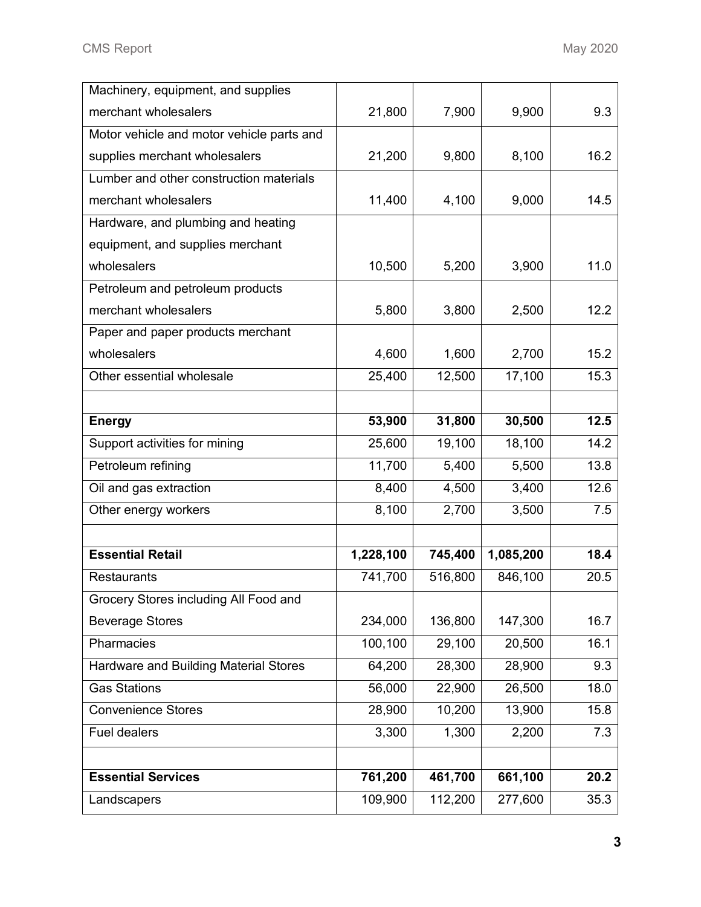| | | | | |
|---|---|---|---|---|
| Machinery, equipment, and supplies merchant wholesalers | 21,800 | 7,900 | 9,900 | 9.3 |
| Motor vehicle and motor vehicle parts and supplies merchant wholesalers | 21,200 | 9,800 | 8,100 | 16.2 |
| Lumber and other construction materials merchant wholesalers | 11,400 | 4,100 | 9,000 | 14.5 |
| Hardware, and plumbing and heating equipment, and supplies merchant wholesalers | 10,500 | 5,200 | 3,900 | 11.0 |
| Petroleum and petroleum products merchant wholesalers | 5,800 | 3,800 | 2,500 | 12.2 |
| Paper and paper products merchant wholesalers | 4,600 | 1,600 | 2,700 | 15.2 |
| Other essential wholesale | 25,400 | 12,500 | 17,100 | 15.3 |
| | | | | |
| **Energy** | **53,900** | **31,800** | **30,500** | **12.5** |
| Support activities for mining | 25,600 | 19,100 | 18,100 | 14.2 |
| Petroleum refining | 11,700 | 5,400 | 5,500 | 13.8 |
| Oil and gas extraction | 8,400 | 4,500 | 3,400 | 12.6 |
| Other energy workers | 8,100 | 2,700 | 3,500 | 7.5 |
| | | | | |
| **Essential Retail** | **1,228,100** | **745,400** | **1,085,200** | **18.4** |
| Restaurants | 741,700 | 516,800 | 846,100 | 20.5 |
| Grocery Stores including All Food and Beverage Stores | 234,000 | 136,800 | 147,300 | 16.7 |
| Pharmacies | 100,100 | 29,100 | 20,500 | 16.1 |
| Hardware and Building Material Stores | 64,200 | 28,300 | 28,900 | 9.3 |
| Gas Stations | 56,000 | 22,900 | 26,500 | 18.0 |
| Convenience Stores | 28,900 | 10,200 | 13,900 | 15.8 |
| Fuel dealers | 3,300 | 1,300 | 2,200 | 7.3 |
| | | | | |
| **Essential Services** | **761,200** | **461,700** | **661,100** | **20.2** |
| Landscapers | 109,900 | 112,200 | 277,600 | 35.3 |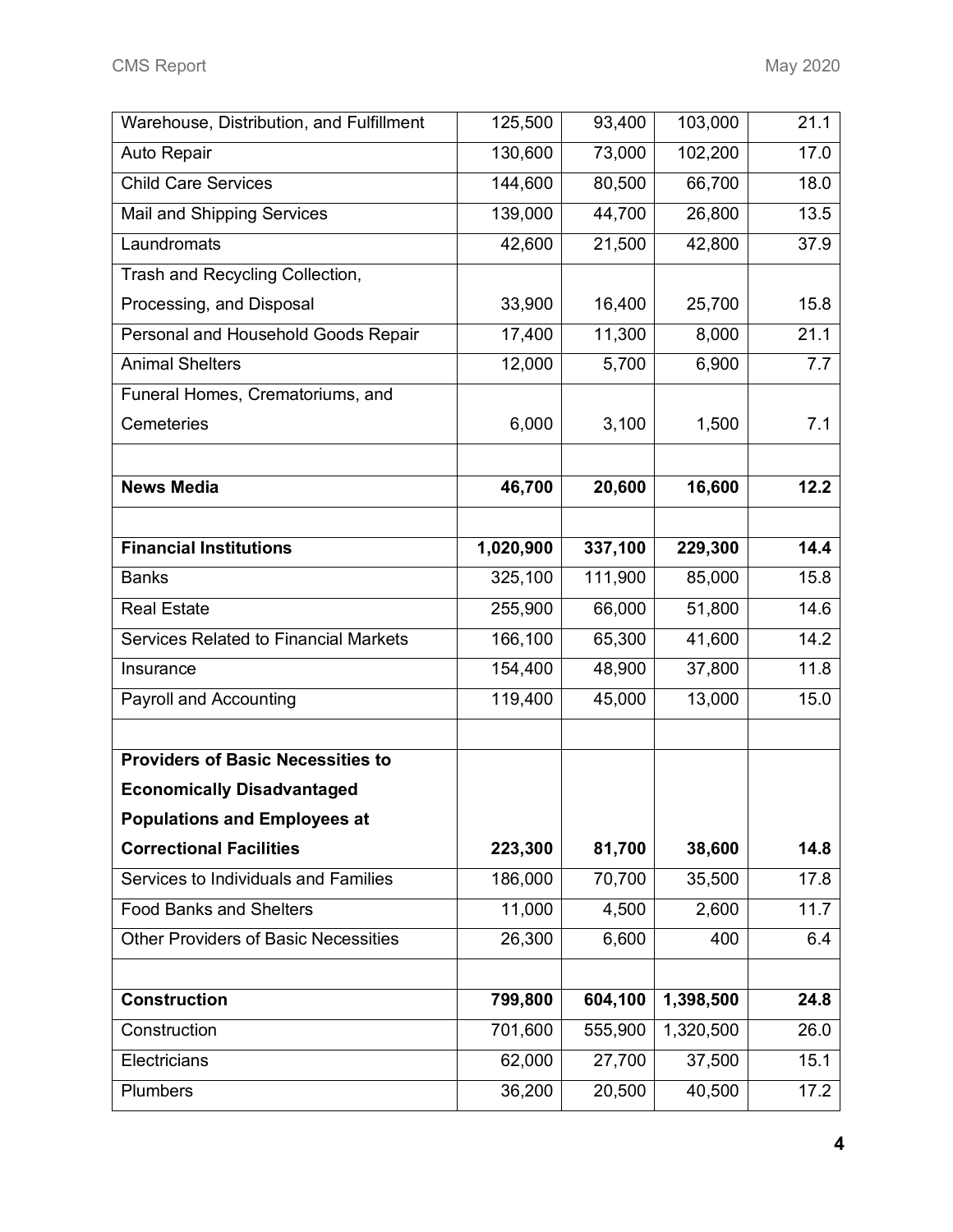| | | | | |
|---|---|---|---|---|
| Warehouse, Distribution, and Fulfillment | 125,500 | 93,400 | 103,000 | 21.1 |
| Auto Repair | 130,600 | 73,000 | 102,200 | 17.0 |
| Child Care Services | 144,600 | 80,500 | 66,700 | 18.0 |
| Mail and Shipping Services | 139,000 | 44,700 | 26,800 | 13.5 |
| Laundromats | 42,600 | 21,500 | 42,800 | 37.9 |
| Trash and Recycling Collection, Processing, and Disposal | 33,900 | 16,400 | 25,700 | 15.8 |
| Personal and Household Goods Repair | 17,400 | 11,300 | 8,000 | 21.1 |
| Animal Shelters | 12,000 | 5,700 | 6,900 | 7.7 |
| Funeral Homes, Crematoriums, and Cemeteries | 6,000 | 3,100 | 1,500 | 7.1 |
| | | | | |
| **News Media** | **46,700** | **20,600** | **16,600** | **12.2** |
| | | | | |
| **Financial Institutions** | **1,020,900** | **337,100** | **229,300** | **14.4** |
| Banks | 325,100 | 111,900 | 85,000 | 15.8 |
| Real Estate | 255,900 | 66,000 | 51,800 | 14.6 |
| Services Related to Financial Markets | 166,100 | 65,300 | 41,600 | 14.2 |
| Insurance | 154,400 | 48,900 | 37,800 | 11.8 |
| Payroll and Accounting | 119,400 | 45,000 | 13,000 | 15.0 |
| | | | | |
| **Providers of Basic Necessities to Economically Disadvantaged Populations and Employees at Correctional Facilities** | **223,300** | **81,700** | **38,600** | **14.8** |
| Services to Individuals and Families | 186,000 | 70,700 | 35,500 | 17.8 |
| Food Banks and Shelters | 11,000 | 4,500 | 2,600 | 11.7 |
| Other Providers of Basic Necessities | 26,300 | 6,600 | 400 | 6.4 |
| | | | | |
| **Construction** | **799,800** | **604,100** | **1,398,500** | **24.8** |
| Construction | 701,600 | 555,900 | 1,320,500 | 26.0 |
| Electricians | 62,000 | 27,700 | 37,500 | 15.1 |
| Plumbers | 36,200 | 20,500 | 40,500 | 17.2 |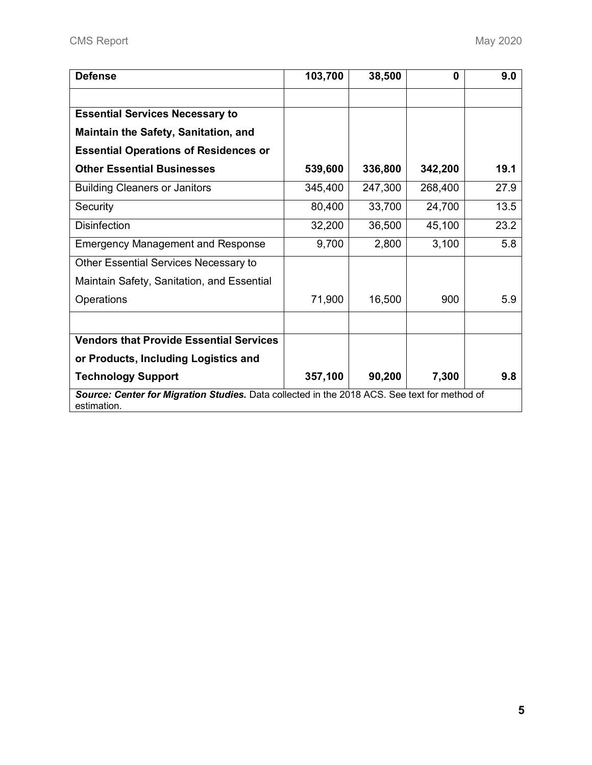| | | | | |
|---|---|---|---|---|
| **Defense** | **103,700** | **38,500** | **0** | **9.0** |
| | | | | |
| **Essential Services Necessary to Maintain the Safety, Sanitation, and Essential Operations of Residences or Other Essential Businesses** | **539,600** | **336,800** | **342,200** | **19.1** |
| Building Cleaners or Janitors | 345,400 | 247,300 | 268,400 | 27.9 |
| Security | 80,400 | 33,700 | 24,700 | 13.5 |
| Disinfection | 32,200 | 36,500 | 45,100 | 23.2 |
| Emergency Management and Response | 9,700 | 2,800 | 3,100 | 5.8 |
| Other Essential Services Necessary to Maintain Safety, Sanitation, and Essential Operations | 71,900 | 16,500 | 900 | 5.9 |
| | | | | |
| **Vendors that Provide Essential Services or Products, Including Logistics and Technology Support** | **357,100** | **90,200** | **7,300** | **9.8** |
| ***Source: Center for Migration Studies.*** Data collected in the 2018 ACS. See text for method of estimation. | | | | |